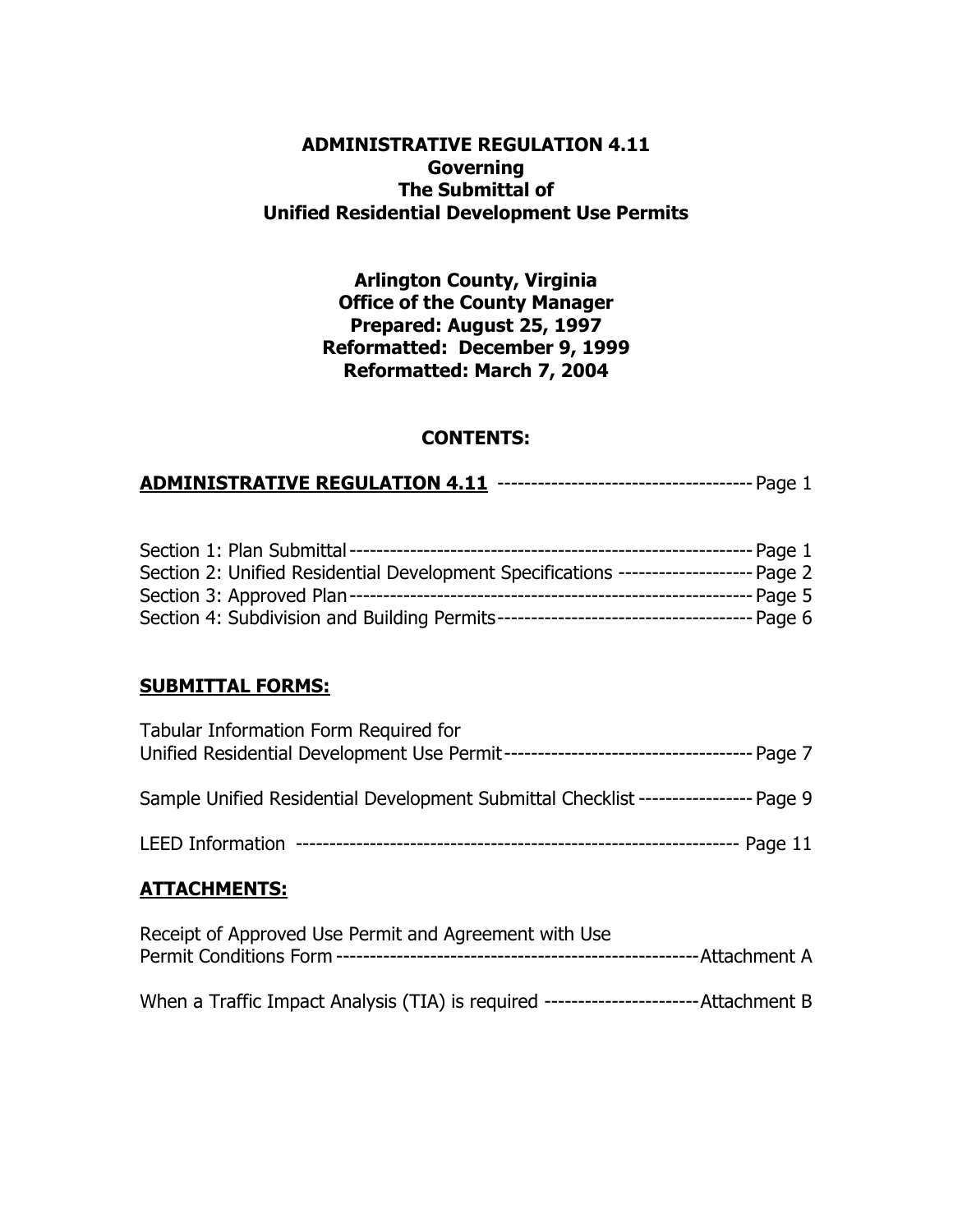# ADMINISTRATIVE REGULATION 4.11
## Governing
## The Submittal of
## Unified Residential Development Use Permits

**Arlington County, Virginia**
**Office of the County Manager**
**Prepared: August 25, 1997**
**Reformatted: December 9, 1999**
**Reformatted: March 7, 2004**

## CONTENTS:

**ADMINISTRATIVE REGULATION 4.11** -------------------------------------- Page 1

Section 1: Plan Submittal ---------------------------------------------------------- Page 1
Section 2: Unified Residential Development Specifications -------------------- Page 2
Section 3: Approved Plan ---------------------------------------------------------- Page 5
Section 4: Subdivision and Building Permits -------------------------------------- Page 6

## SUBMITTAL FORMS:

Tabular Information Form Required for
Unified Residential Development Use Permit ------------------------------------- Page 7

Sample Unified Residential Development Submittal Checklist ----------------- Page 9

LEED Information ----------------------------------------------------------------- Page 11

## ATTACHMENTS:

Receipt of Approved Use Permit and Agreement with Use
Permit Conditions Form ----------------------------------------------------Attachment A

When a Traffic Impact Analysis (TIA) is required -----------------------Attachment B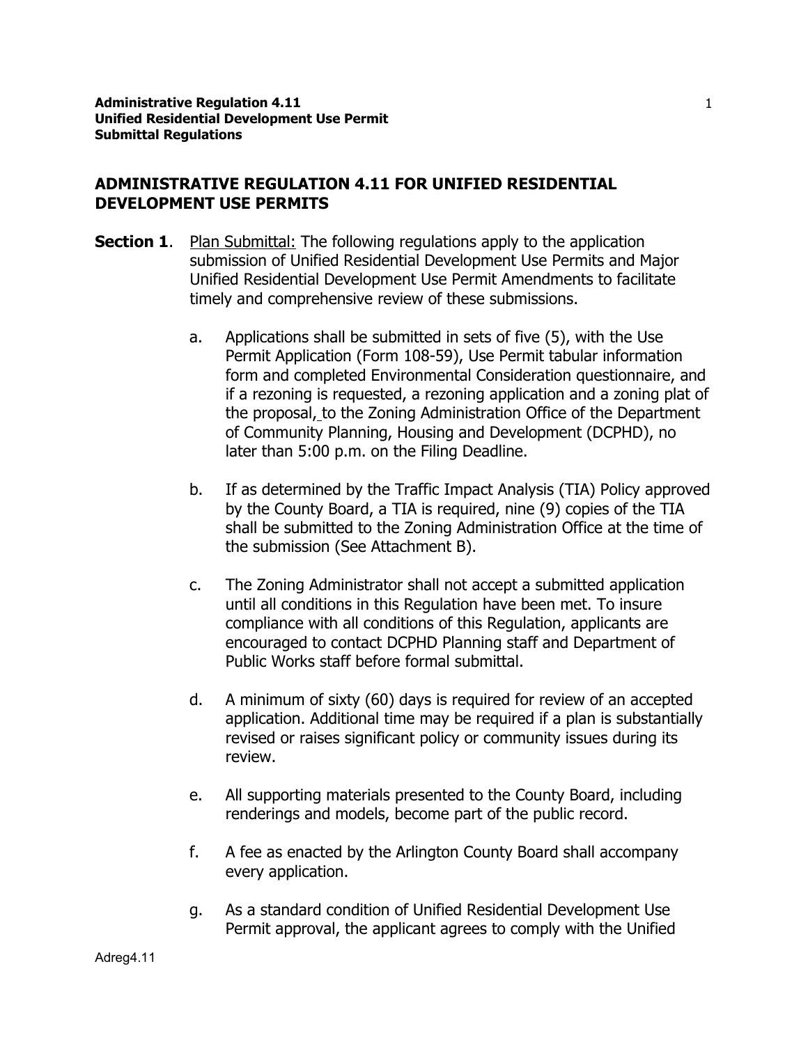## ADMINISTRATIVE REGULATION 4.11 FOR UNIFIED RESIDENTIAL DEVELOPMENT USE PERMITS

**Section 1**. Plan Submittal: The following regulations apply to the application submission of Unified Residential Development Use Permits and Major Unified Residential Development Use Permit Amendments to facilitate timely and comprehensive review of these submissions.

a. Applications shall be submitted in sets of five (5), with the Use Permit Application (Form 108-59), Use Permit tabular information form and completed Environmental Consideration questionnaire, and if a rezoning is requested, a rezoning application and a zoning plat of the proposal, to the Zoning Administration Office of the Department of Community Planning, Housing and Development (DCPHD), no later than 5:00 p.m. on the Filing Deadline.

b. If as determined by the Traffic Impact Analysis (TIA) Policy approved by the County Board, a TIA is required, nine (9) copies of the TIA shall be submitted to the Zoning Administration Office at the time of the submission (See Attachment B).

c. The Zoning Administrator shall not accept a submitted application until all conditions in this Regulation have been met. To insure compliance with all conditions of this Regulation, applicants are encouraged to contact DCPHD Planning staff and Department of Public Works staff before formal submittal.

d. A minimum of sixty (60) days is required for review of an accepted application. Additional time may be required if a plan is substantially revised or raises significant policy or community issues during its review.

e. All supporting materials presented to the County Board, including renderings and models, become part of the public record.

f. A fee as enacted by the Arlington County Board shall accompany every application.

g. As a standard condition of Unified Residential Development Use Permit approval, the applicant agrees to comply with the Unified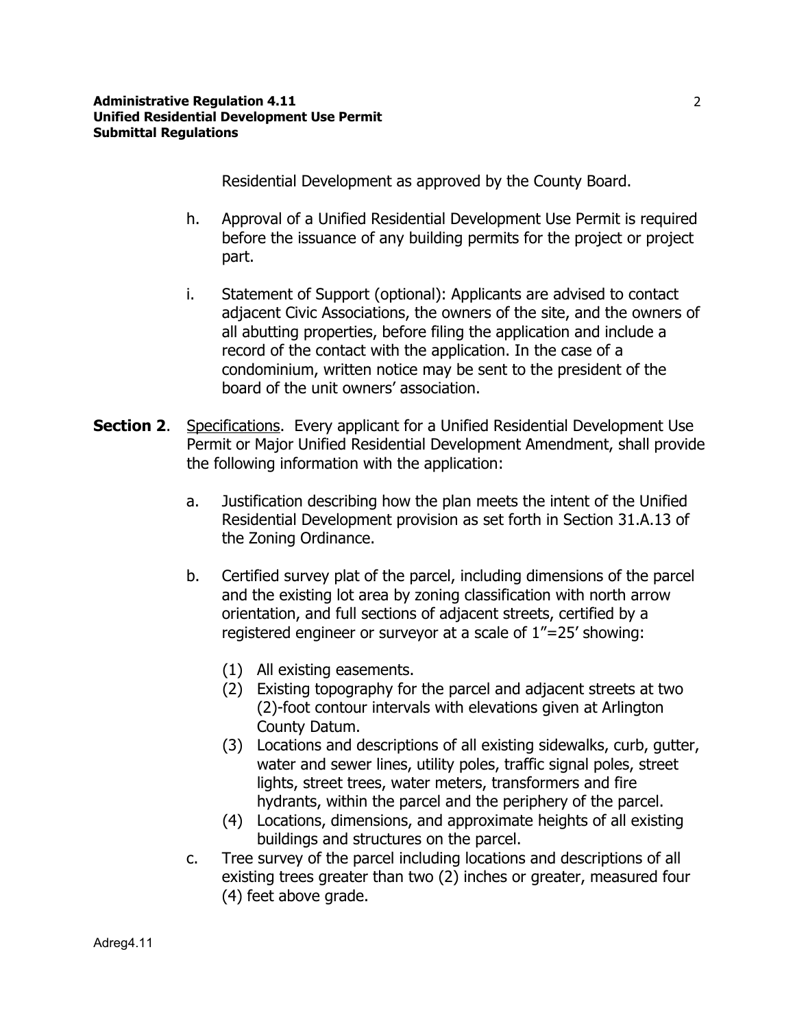Residential Development as approved by the County Board.

h. Approval of a Unified Residential Development Use Permit is required before the issuance of any building permits for the project or project part.

i. Statement of Support (optional): Applicants are advised to contact adjacent Civic Associations, the owners of the site, and the owners of all abutting properties, before filing the application and include a record of the contact with the application. In the case of a condominium, written notice may be sent to the president of the board of the unit owners' association.

**Section 2**. Specifications. Every applicant for a Unified Residential Development Use Permit or Major Unified Residential Development Amendment, shall provide the following information with the application:

a. Justification describing how the plan meets the intent of the Unified Residential Development provision as set forth in Section 31.A.13 of the Zoning Ordinance.

b. Certified survey plat of the parcel, including dimensions of the parcel and the existing lot area by zoning classification with north arrow orientation, and full sections of adjacent streets, certified by a registered engineer or surveyor at a scale of 1"=25' showing:

(1) All existing easements.
(2) Existing topography for the parcel and adjacent streets at two (2)-foot contour intervals with elevations given at Arlington County Datum.
(3) Locations and descriptions of all existing sidewalks, curb, gutter, water and sewer lines, utility poles, traffic signal poles, street lights, street trees, water meters, transformers and fire hydrants, within the parcel and the periphery of the parcel.
(4) Locations, dimensions, and approximate heights of all existing buildings and structures on the parcel.

c. Tree survey of the parcel including locations and descriptions of all existing trees greater than two (2) inches or greater, measured four (4) feet above grade.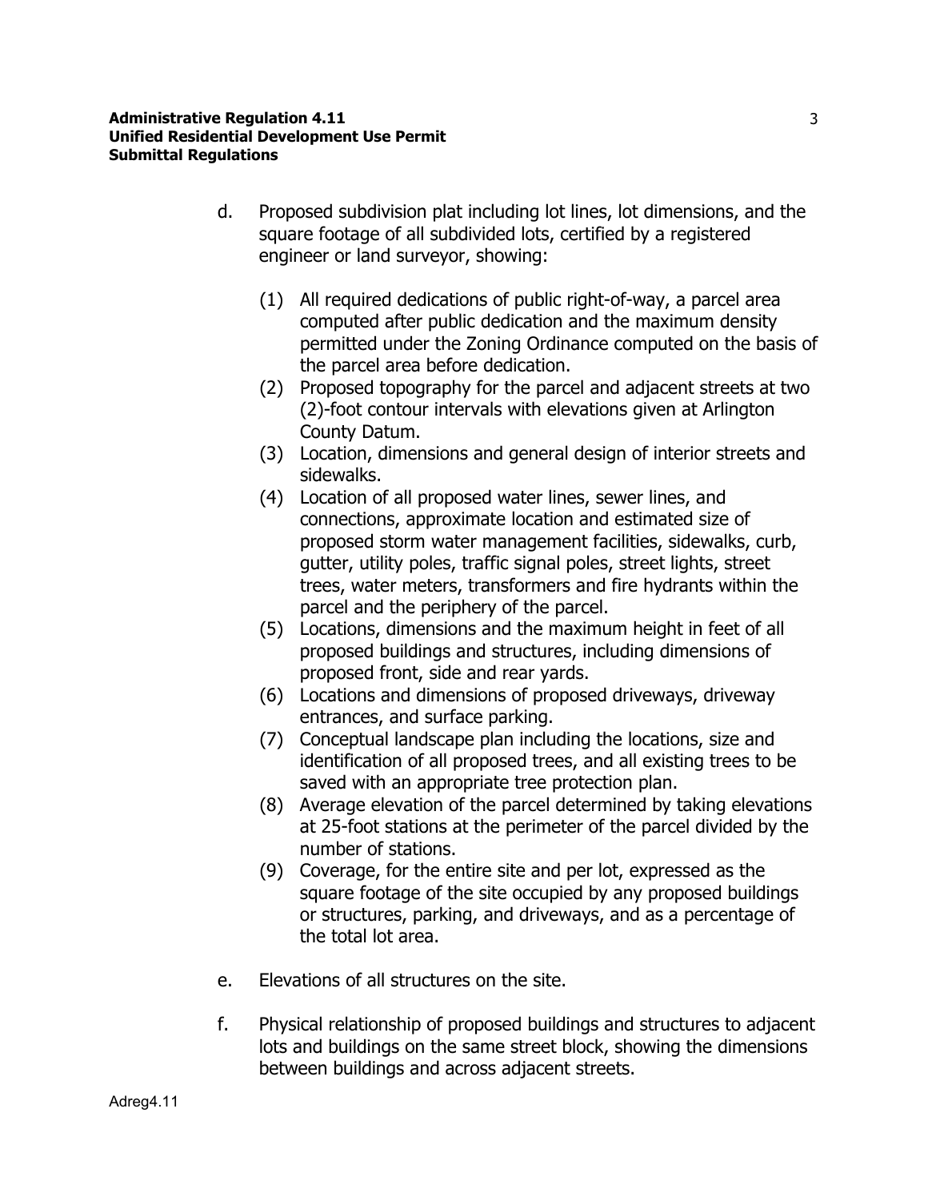d. Proposed subdivision plat including lot lines, lot dimensions, and the square footage of all subdivided lots, certified by a registered engineer or land surveyor, showing:

   (1) All required dedications of public right-of-way, a parcel area computed after public dedication and the maximum density permitted under the Zoning Ordinance computed on the basis of the parcel area before dedication.
   (2) Proposed topography for the parcel and adjacent streets at two (2)-foot contour intervals with elevations given at Arlington County Datum.
   (3) Location, dimensions and general design of interior streets and sidewalks.
   (4) Location of all proposed water lines, sewer lines, and connections, approximate location and estimated size of proposed storm water management facilities, sidewalks, curb, gutter, utility poles, traffic signal poles, street lights, street trees, water meters, transformers and fire hydrants within the parcel and the periphery of the parcel.
   (5) Locations, dimensions and the maximum height in feet of all proposed buildings and structures, including dimensions of proposed front, side and rear yards.
   (6) Locations and dimensions of proposed driveways, driveway entrances, and surface parking.
   (7) Conceptual landscape plan including the locations, size and identification of all proposed trees, and all existing trees to be saved with an appropriate tree protection plan.
   (8) Average elevation of the parcel determined by taking elevations at 25-foot stations at the perimeter of the parcel divided by the number of stations.
   (9) Coverage, for the entire site and per lot, expressed as the square footage of the site occupied by any proposed buildings or structures, parking, and driveways, and as a percentage of the total lot area.

e. Elevations of all structures on the site.

f. Physical relationship of proposed buildings and structures to adjacent lots and buildings on the same street block, showing the dimensions between buildings and across adjacent streets.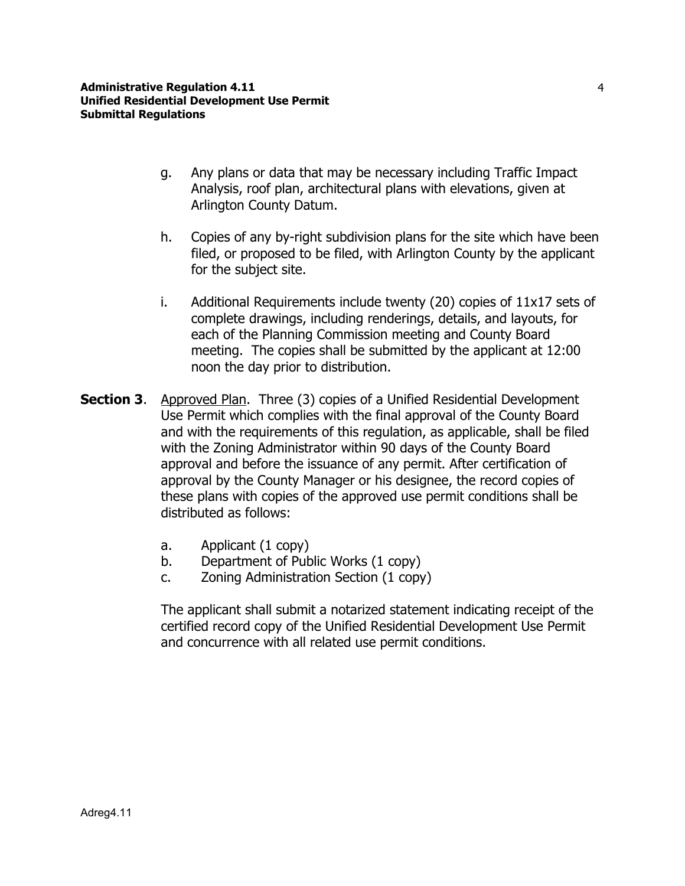g. Any plans or data that may be necessary including Traffic Impact Analysis, roof plan, architectural plans with elevations, given at Arlington County Datum.

h. Copies of any by-right subdivision plans for the site which have been filed, or proposed to be filed, with Arlington County by the applicant for the subject site.

i. Additional Requirements include twenty (20) copies of 11x17 sets of complete drawings, including renderings, details, and layouts, for each of the Planning Commission meeting and County Board meeting. The copies shall be submitted by the applicant at 12:00 noon the day prior to distribution.

**Section 3**. Approved Plan. Three (3) copies of a Unified Residential Development Use Permit which complies with the final approval of the County Board and with the requirements of this regulation, as applicable, shall be filed with the Zoning Administrator within 90 days of the County Board approval and before the issuance of any permit. After certification of approval by the County Manager or his designee, the record copies of these plans with copies of the approved use permit conditions shall be distributed as follows:

a. Applicant (1 copy)
b. Department of Public Works (1 copy)
c. Zoning Administration Section (1 copy)

The applicant shall submit a notarized statement indicating receipt of the certified record copy of the Unified Residential Development Use Permit and concurrence with all related use permit conditions.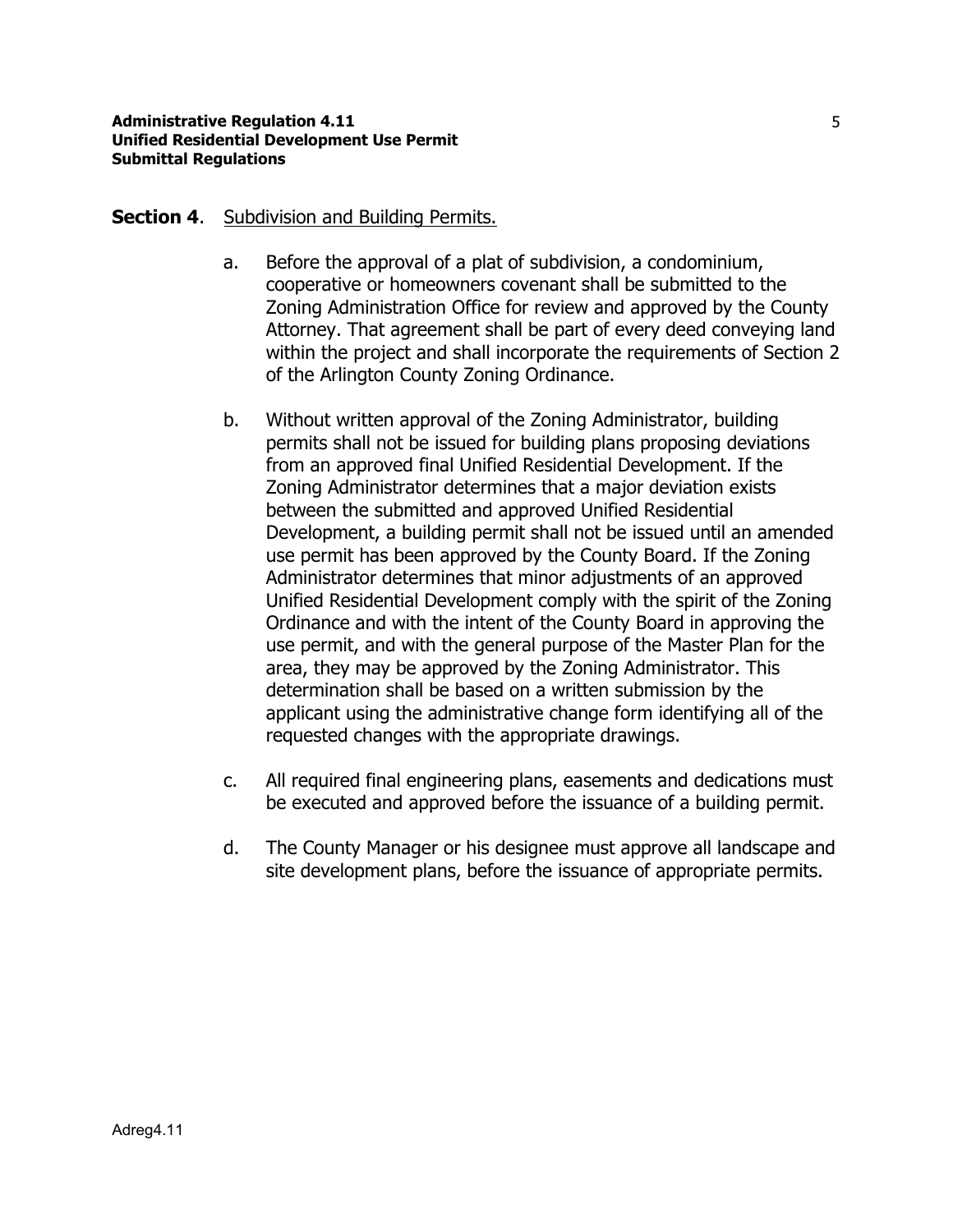**Section 4**. Subdivision and Building Permits.

a. Before the approval of a plat of subdivision, a condominium, cooperative or homeowners covenant shall be submitted to the Zoning Administration Office for review and approved by the County Attorney. That agreement shall be part of every deed conveying land within the project and shall incorporate the requirements of Section 2 of the Arlington County Zoning Ordinance.

b. Without written approval of the Zoning Administrator, building permits shall not be issued for building plans proposing deviations from an approved final Unified Residential Development. If the Zoning Administrator determines that a major deviation exists between the submitted and approved Unified Residential Development, a building permit shall not be issued until an amended use permit has been approved by the County Board. If the Zoning Administrator determines that minor adjustments of an approved Unified Residential Development comply with the spirit of the Zoning Ordinance and with the intent of the County Board in approving the use permit, and with the general purpose of the Master Plan for the area, they may be approved by the Zoning Administrator. This determination shall be based on a written submission by the applicant using the administrative change form identifying all of the requested changes with the appropriate drawings.

c. All required final engineering plans, easements and dedications must be executed and approved before the issuance of a building permit.

d. The County Manager or his designee must approve all landscape and site development plans, before the issuance of appropriate permits.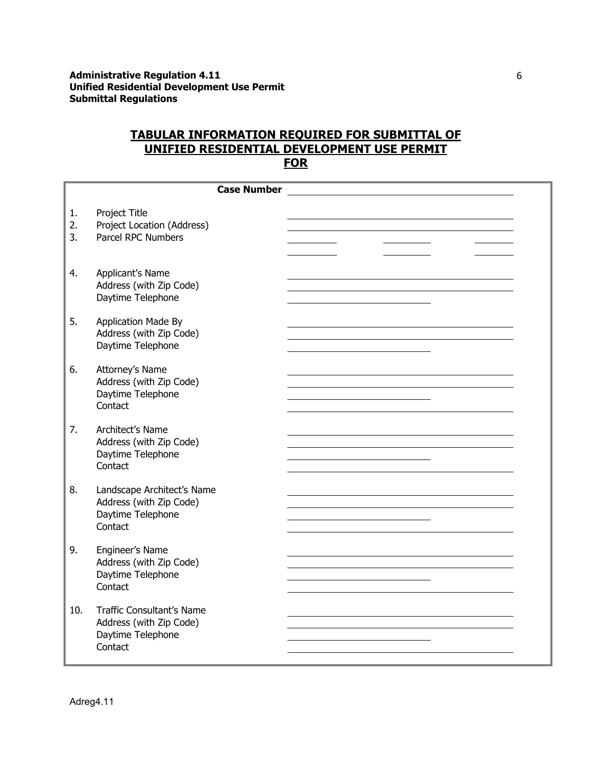## TABULAR INFORMATION REQUIRED FOR SUBMITTAL OF UNIFIED RESIDENTIAL DEVELOPMENT USE PERMIT FOR

**Case Number** ____________________

1. Project Title ____________________
2. Project Location (Address) ____________________
3. Parcel RPC Numbers ________ ________ ________
   ________ ________ ________

4. Applicant's Name ____________________
   Address (with Zip Code) ____________________
   Daytime Telephone ____________________

5. Application Made By ____________________
   Address (with Zip Code) ____________________
   Daytime Telephone ____________________

6. Attorney's Name ____________________
   Address (with Zip Code) ____________________
   Daytime Telephone ____________________
   Contact ____________________

7. Architect's Name ____________________
   Address (with Zip Code) ____________________
   Daytime Telephone ____________________
   Contact ____________________

8. Landscape Architect's Name ____________________
   Address (with Zip Code) ____________________
   Daytime Telephone ____________________
   Contact ____________________

9. Engineer's Name ____________________
   Address (with Zip Code) ____________________
   Daytime Telephone ____________________
   Contact ____________________

10. Traffic Consultant's Name ____________________
    Address (with Zip Code) ____________________
    Daytime Telephone ____________________
    Contact ____________________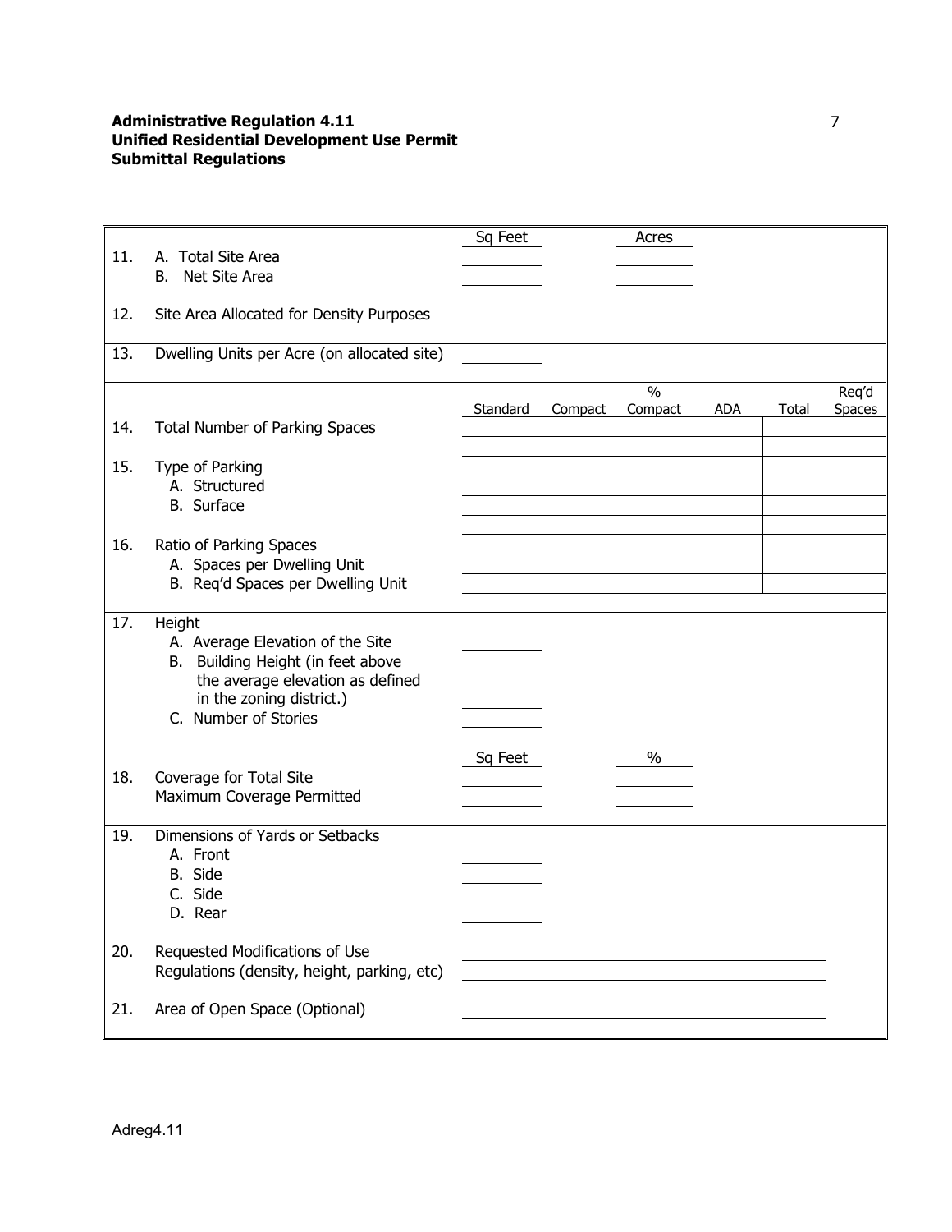**Administrative Regulation 4.11**
**Unified Residential Development Use Permit**
**Submittal Regulations**

| | | Sq Feet | Acres |
|---|---|---|---|
| 11. | A. Total Site Area | | |
| | B. Net Site Area | | |
| 12. | Site Area Allocated for Density Purposes | | |
| 13. | Dwelling Units per Acre (on allocated site) | | |

| | | Standard | Compact | % Compact | ADA | Total | Req'd Spaces |
|---|---|---|---|---|---|---|---|
| 14. | Total Number of Parking Spaces | | | | | | |
| 15. | Type of Parking | | | | | | |
| | A. Structured | | | | | | |
| | B. Surface | | | | | | |
| 16. | Ratio of Parking Spaces | | | | | | |
| | A. Spaces per Dwelling Unit | | | | | | |
| | B. Req'd Spaces per Dwelling Unit | | | | | | |

| | | |
|---|---|---|
| 17. | Height | |
| | A. Average Elevation of the Site | |
| | B. Building Height (in feet above the average elevation as defined in the zoning district.) | |
| | C. Number of Stories | |

| | | Sq Feet | % |
|---|---|---|---|
| 18. | Coverage for Total Site | | |
| | Maximum Coverage Permitted | | |

| | | |
|---|---|---|
| 19. | Dimensions of Yards or Setbacks | |
| | A. Front | |
| | B. Side | |
| | C. Side | |
| | D. Rear | |
| 20. | Requested Modifications of Use Regulations (density, height, parking, etc) | |
| 21. | Area of Open Space (Optional) | |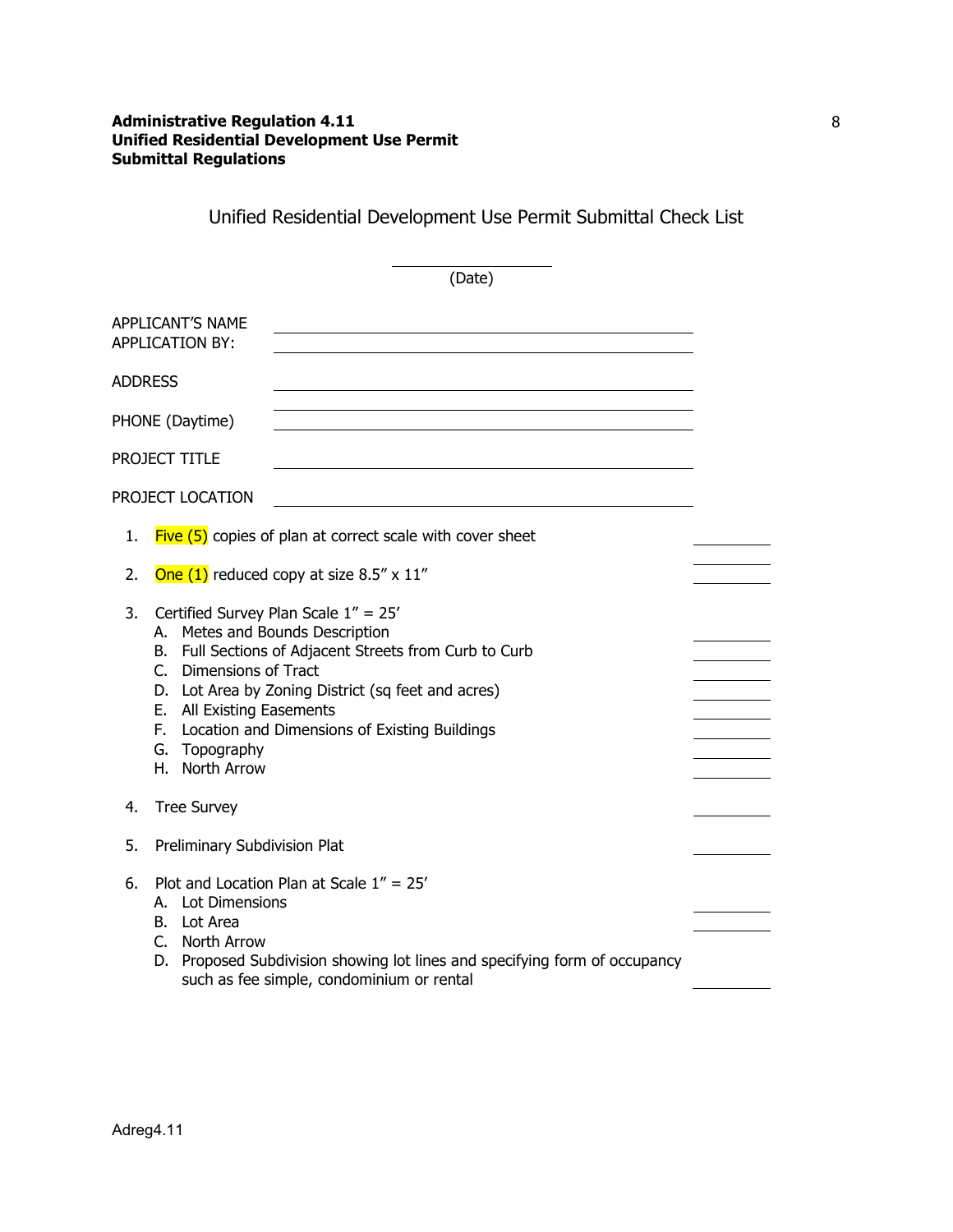## Unified Residential Development Use Permit Submittal Check List

\_\_\_\_\_\_\_\_\_\_\_\_\_\_\_\_
(Date)

APPLICANT'S NAME
APPLICATION BY: \_\_\_\_\_\_\_\_\_\_\_\_\_\_\_\_\_\_\_\_\_\_\_\_\_\_\_\_\_\_\_\_

ADDRESS \_\_\_\_\_\_\_\_\_\_\_\_\_\_\_\_\_\_\_\_\_\_\_\_\_\_\_\_\_\_\_\_

PHONE (Daytime) \_\_\_\_\_\_\_\_\_\_\_\_\_\_\_\_\_\_\_\_\_\_\_\_\_\_\_\_\_\_\_\_

PROJECT TITLE \_\_\_\_\_\_\_\_\_\_\_\_\_\_\_\_\_\_\_\_\_\_\_\_\_\_\_\_\_\_\_\_

PROJECT LOCATION \_\_\_\_\_\_\_\_\_\_\_\_\_\_\_\_\_\_\_\_\_\_\_\_\_\_\_\_\_\_\_\_

1. Five (5) copies of plan at correct scale with cover sheet \_\_\_\_\_\_\_\_
2. One (1) reduced copy at size 8.5" x 11" \_\_\_\_\_\_\_\_
3. Certified Survey Plan Scale 1" = 25'
   - A. Metes and Bounds Description \_\_\_\_\_\_\_\_
   - B. Full Sections of Adjacent Streets from Curb to Curb \_\_\_\_\_\_\_\_
   - C. Dimensions of Tract \_\_\_\_\_\_\_\_
   - D. Lot Area by Zoning District (sq feet and acres) \_\_\_\_\_\_\_\_
   - E. All Existing Easements \_\_\_\_\_\_\_\_
   - F. Location and Dimensions of Existing Buildings \_\_\_\_\_\_\_\_
   - G. Topography \_\_\_\_\_\_\_\_
   - H. North Arrow \_\_\_\_\_\_\_\_
4. Tree Survey \_\_\_\_\_\_\_\_
5. Preliminary Subdivision Plat \_\_\_\_\_\_\_\_
6. Plot and Location Plan at Scale 1" = 25'
   - A. Lot Dimensions \_\_\_\_\_\_\_\_
   - B. Lot Area \_\_\_\_\_\_\_\_
   - C. North Arrow
   - D. Proposed Subdivision showing lot lines and specifying form of occupancy such as fee simple, condominium or rental \_\_\_\_\_\_\_\_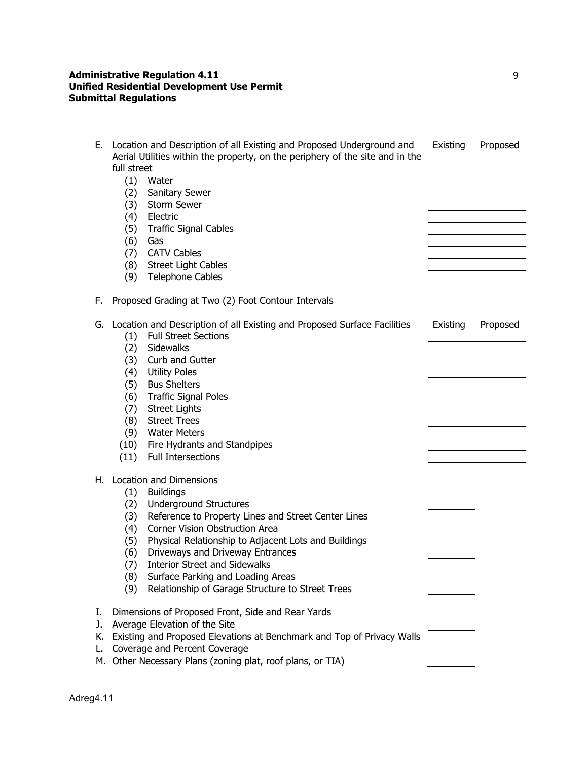| E. Location and Description of all Existing and Proposed Underground and Aerial Utilities within the property, on the periphery of the site and in the full street | Existing | Proposed |
|---|---|---|
| (1) Water | | |
| (2) Sanitary Sewer | | |
| (3) Storm Sewer | | |
| (4) Electric | | |
| (5) Traffic Signal Cables | | |
| (6) Gas | | |
| (7) CATV Cables | | |
| (8) Street Light Cables | | |
| (9) Telephone Cables | | |

F. Proposed Grading at Two (2) Foot Contour Intervals \_\_\_\_\_\_\_\_

| G. Location and Description of all Existing and Proposed Surface Facilities | Existing | Proposed |
|---|---|---|
| (1) Full Street Sections | | |
| (2) Sidewalks | | |
| (3) Curb and Gutter | | |
| (4) Utility Poles | | |
| (5) Bus Shelters | | |
| (6) Traffic Signal Poles | | |
| (7) Street Lights | | |
| (8) Street Trees | | |
| (9) Water Meters | | |
| (10) Fire Hydrants and Standpipes | | |
| (11) Full Intersections | | |

H. Location and Dimensions

| | |
|---|---|
| (1) Buildings | |
| (2) Underground Structures | |
| (3) Reference to Property Lines and Street Center Lines | |
| (4) Corner Vision Obstruction Area | |
| (5) Physical Relationship to Adjacent Lots and Buildings | |
| (6) Driveways and Driveway Entrances | |
| (7) Interior Street and Sidewalks | |
| (8) Surface Parking and Loading Areas | |
| (9) Relationship of Garage Structure to Street Trees | |

| | |
|---|---|
| I. Dimensions of Proposed Front, Side and Rear Yards | |
| J. Average Elevation of the Site | |
| K. Existing and Proposed Elevations at Benchmark and Top of Privacy Walls | |
| L. Coverage and Percent Coverage | |
| M. Other Necessary Plans (zoning plat, roof plans, or TIA) | |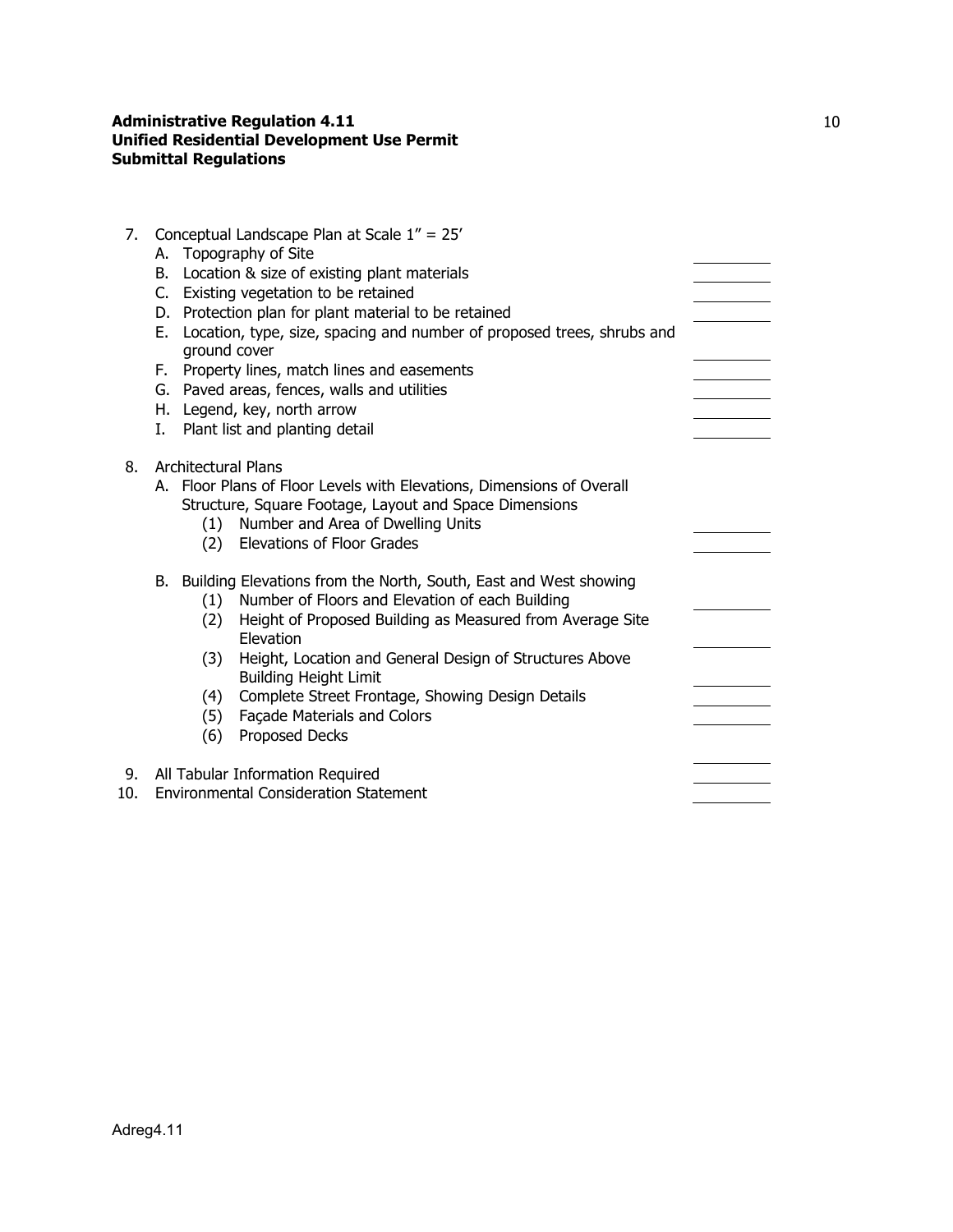7. Conceptual Landscape Plan at Scale 1" = 25'
   - A. Topography of Site
   - B. Location & size of existing plant materials
   - C. Existing vegetation to be retained
   - D. Protection plan for plant material to be retained
   - E. Location, type, size, spacing and number of proposed trees, shrubs and ground cover
   - F. Property lines, match lines and easements
   - G. Paved areas, fences, walls and utilities
   - H. Legend, key, north arrow
   - I. Plant list and planting detail

8. Architectural Plans
   - A. Floor Plans of Floor Levels with Elevations, Dimensions of Overall Structure, Square Footage, Layout and Space Dimensions
     - (1) Number and Area of Dwelling Units
     - (2) Elevations of Floor Grades
   - B. Building Elevations from the North, South, East and West showing
     - (1) Number of Floors and Elevation of each Building
     - (2) Height of Proposed Building as Measured from Average Site Elevation
     - (3) Height, Location and General Design of Structures Above Building Height Limit
     - (4) Complete Street Frontage, Showing Design Details
     - (5) Façade Materials and Colors
     - (6) Proposed Decks

9. All Tabular Information Required

10. Environmental Consideration Statement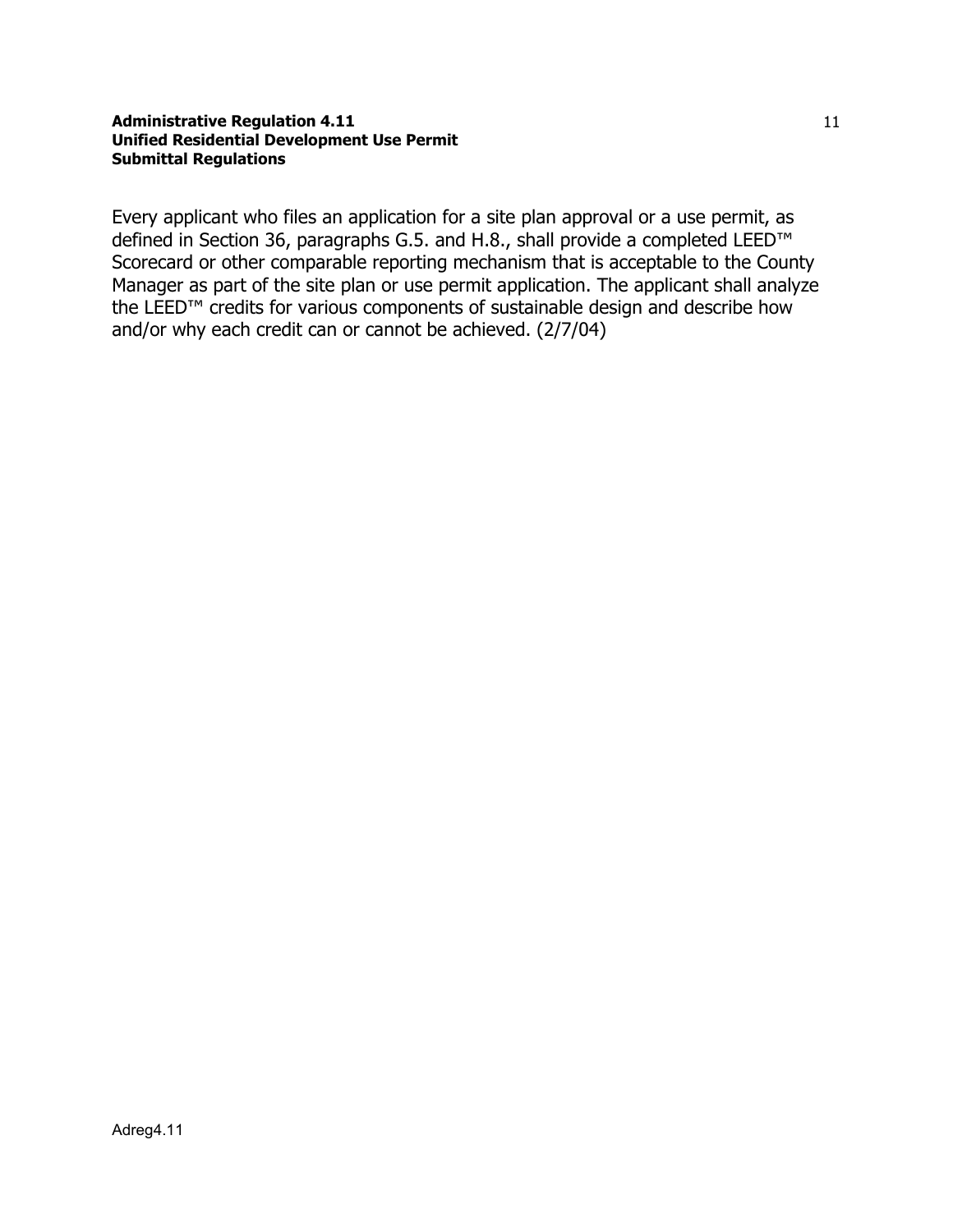Every applicant who files an application for a site plan approval or a use permit, as defined in Section 36, paragraphs G.5. and H.8., shall provide a completed LEED™ Scorecard or other comparable reporting mechanism that is acceptable to the County Manager as part of the site plan or use permit application. The applicant shall analyze the LEED™ credits for various components of sustainable design and describe how and/or why each credit can or cannot be achieved. (2/7/04)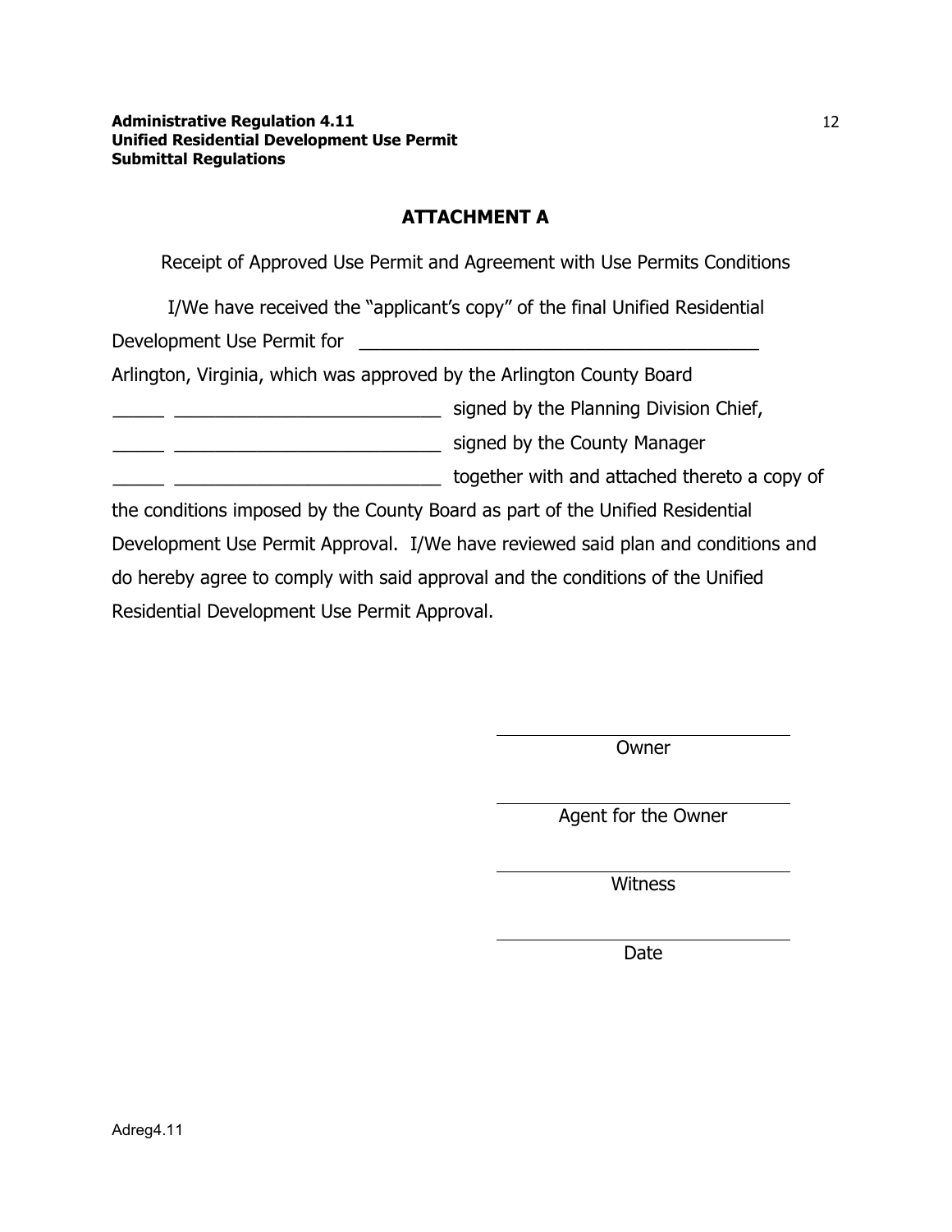## ATTACHMENT A

Receipt of Approved Use Permit and Agreement with Use Permits Conditions

I/We have received the "applicant's copy" of the final Unified Residential Development Use Permit for _______________________________________ Arlington, Virginia, which was approved by the Arlington County Board

_____ __________________________ signed by the Planning Division Chief,

_____ __________________________ signed by the County Manager

_____ __________________________ together with and attached thereto a copy of the conditions imposed by the County Board as part of the Unified Residential Development Use Permit Approval. I/We have reviewed said plan and conditions and do hereby agree to comply with said approval and the conditions of the Unified Residential Development Use Permit Approval.

_______________________________
Owner

_______________________________
Agent for the Owner

_______________________________
Witness

_______________________________
Date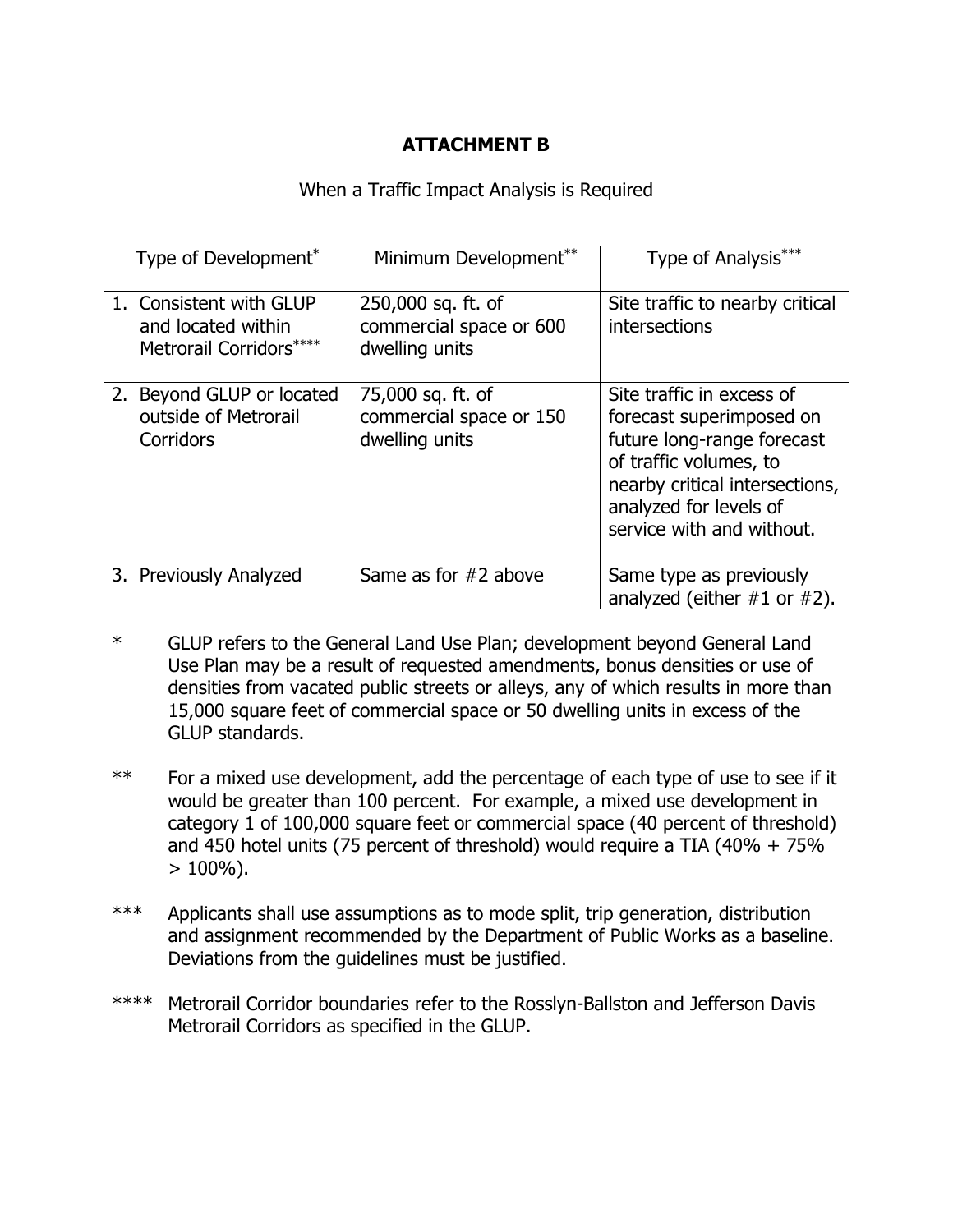# ATTACHMENT B

When a Traffic Impact Analysis is Required

| Type of Development* | Minimum Development** | Type of Analysis*** |
|---|---|---|
| 1. Consistent with GLUP and located within Metrorail Corridors**** | 250,000 sq. ft. of commercial space or 600 dwelling units | Site traffic to nearby critical intersections |
| 2. Beyond GLUP or located outside of Metrorail Corridors | 75,000 sq. ft. of commercial space or 150 dwelling units | Site traffic in excess of forecast superimposed on future long-range forecast of traffic volumes, to nearby critical intersections, analyzed for levels of service with and without. |
| 3. Previously Analyzed | Same as for #2 above | Same type as previously analyzed (either #1 or #2). |

\* GLUP refers to the General Land Use Plan; development beyond General Land Use Plan may be a result of requested amendments, bonus densities or use of densities from vacated public streets or alleys, any of which results in more than 15,000 square feet of commercial space or 50 dwelling units in excess of the GLUP standards.

\** For a mixed use development, add the percentage of each type of use to see if it would be greater than 100 percent. For example, a mixed use development in category 1 of 100,000 square feet or commercial space (40 percent of threshold) and 450 hotel units (75 percent of threshold) would require a TIA (40% + 75% > 100%).

\*** Applicants shall use assumptions as to mode split, trip generation, distribution and assignment recommended by the Department of Public Works as a baseline. Deviations from the guidelines must be justified.

\**** Metrorail Corridor boundaries refer to the Rosslyn-Ballston and Jefferson Davis Metrorail Corridors as specified in the GLUP.